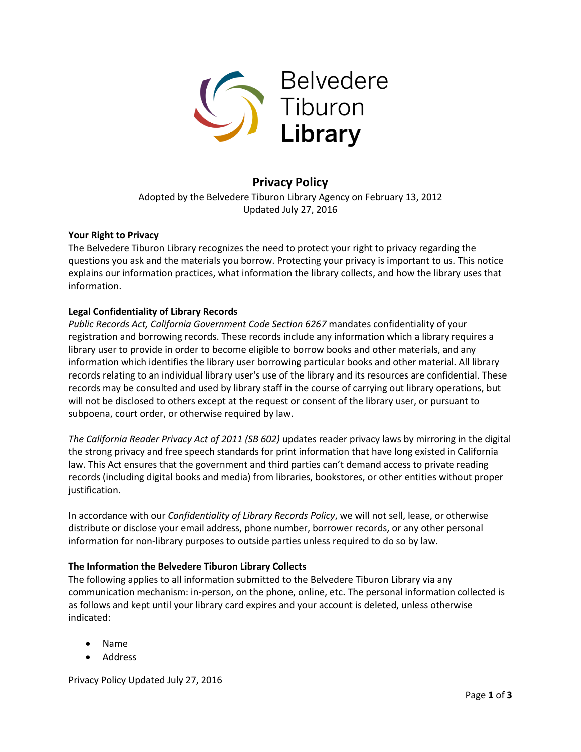Belvedere Tiburon Library

# Privacy Policy

Adopted by the Belvedere Tiburon Library Agency on February 13, 2012
Updated July 27, 2016

**Your Right to Privacy**

The Belvedere Tiburon Library recognizes the need to protect your right to privacy regarding the questions you ask and the materials you borrow. Protecting your privacy is important to us. This notice explains our information practices, what information the library collects, and how the library uses that information.

**Legal Confidentiality of Library Records**

*Public Records Act, California Government Code Section 6267* mandates confidentiality of your registration and borrowing records. These records include any information which a library requires a library user to provide in order to become eligible to borrow books and other materials, and any information which identifies the library user borrowing particular books and other material. All library records relating to an individual library user's use of the library and its resources are confidential. These records may be consulted and used by library staff in the course of carrying out library operations, but will not be disclosed to others except at the request or consent of the library user, or pursuant to subpoena, court order, or otherwise required by law.

*The California Reader Privacy Act of 2011 (SB 602)* updates reader privacy laws by mirroring in the digital the strong privacy and free speech standards for print information that have long existed in California law. This Act ensures that the government and third parties can't demand access to private reading records (including digital books and media) from libraries, bookstores, or other entities without proper justification.

In accordance with our *Confidentiality of Library Records Policy*, we will not sell, lease, or otherwise distribute or disclose your email address, phone number, borrower records, or any other personal information for non-library purposes to outside parties unless required to do so by law.

**The Information the Belvedere Tiburon Library Collects**

The following applies to all information submitted to the Belvedere Tiburon Library via any communication mechanism: in-person, on the phone, online, etc. The personal information collected is as follows and kept until your library card expires and your account is deleted, unless otherwise indicated:

- Name
- Address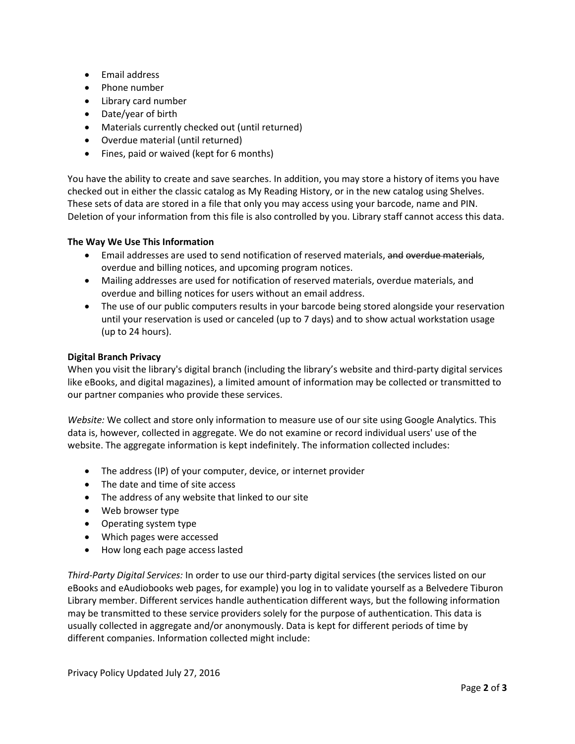- Email address
- Phone number
- Library card number
- Date/year of birth
- Materials currently checked out (until returned)
- Overdue material (until returned)
- Fines, paid or waived (kept for 6 months)

You have the ability to create and save searches. In addition, you may store a history of items you have checked out in either the classic catalog as My Reading History, or in the new catalog using Shelves. These sets of data are stored in a file that only you may access using your barcode, name and PIN. Deletion of your information from this file is also controlled by you. Library staff cannot access this data.

**The Way We Use This Information**

- Email addresses are used to send notification of reserved materials, ~~and overdue materials~~, overdue and billing notices, and upcoming program notices.
- Mailing addresses are used for notification of reserved materials, overdue materials, and overdue and billing notices for users without an email address.
- The use of our public computers results in your barcode being stored alongside your reservation until your reservation is used or canceled (up to 7 days) and to show actual workstation usage (up to 24 hours).

**Digital Branch Privacy**

When you visit the library's digital branch (including the library's website and third-party digital services like eBooks, and digital magazines), a limited amount of information may be collected or transmitted to our partner companies who provide these services.

*Website:* We collect and store only information to measure use of our site using Google Analytics. This data is, however, collected in aggregate. We do not examine or record individual users' use of the website. The aggregate information is kept indefinitely. The information collected includes:

- The address (IP) of your computer, device, or internet provider
- The date and time of site access
- The address of any website that linked to our site
- Web browser type
- Operating system type
- Which pages were accessed
- How long each page access lasted

*Third-Party Digital Services:* In order to use our third-party digital services (the services listed on our eBooks and eAudiobooks web pages, for example) you log in to validate yourself as a Belvedere Tiburon Library member. Different services handle authentication different ways, but the following information may be transmitted to these service providers solely for the purpose of authentication. This data is usually collected in aggregate and/or anonymously. Data is kept for different periods of time by different companies. Information collected might include:

Privacy Policy Updated July 27, 2016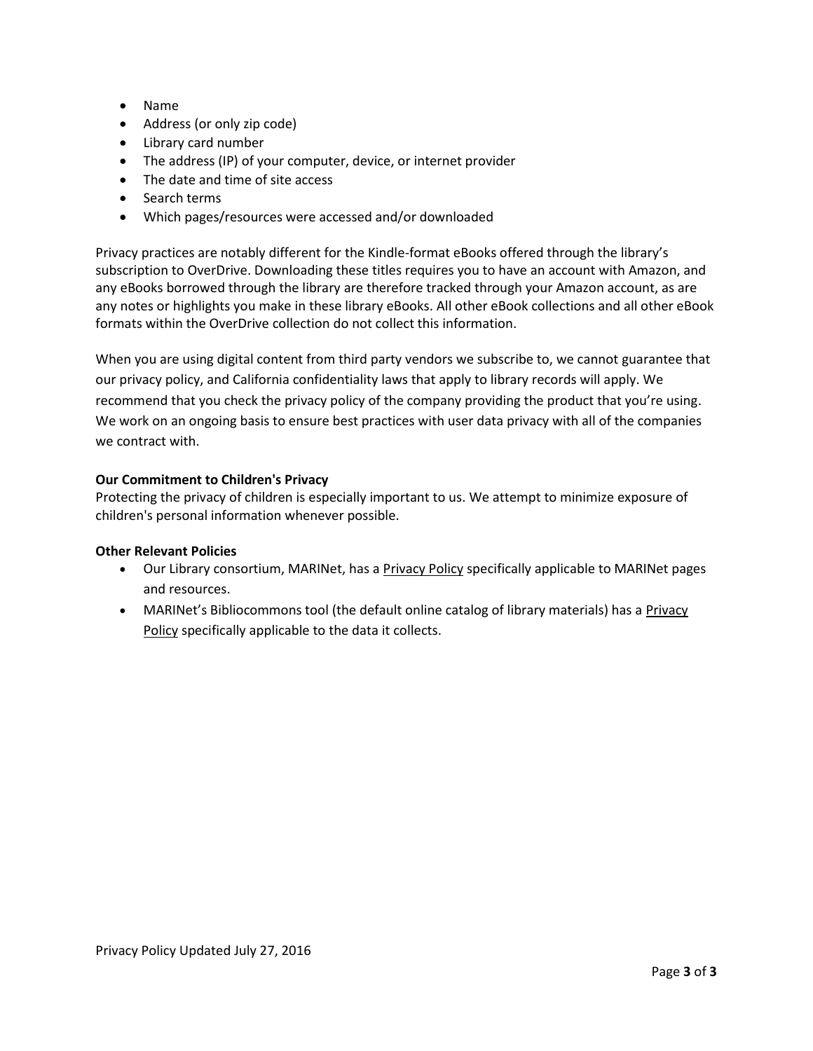- Name
- Address (or only zip code)
- Library card number
- The address (IP) of your computer, device, or internet provider
- The date and time of site access
- Search terms
- Which pages/resources were accessed and/or downloaded

Privacy practices are notably different for the Kindle-format eBooks offered through the library's subscription to OverDrive. Downloading these titles requires you to have an account with Amazon, and any eBooks borrowed through the library are therefore tracked through your Amazon account, as are any notes or highlights you make in these library eBooks. All other eBook collections and all other eBook formats within the OverDrive collection do not collect this information.

When you are using digital content from third party vendors we subscribe to, we cannot guarantee that our privacy policy, and California confidentiality laws that apply to library records will apply. We recommend that you check the privacy policy of the company providing the product that you're using. We work on an ongoing basis to ensure best practices with user data privacy with all of the companies we contract with.

**Our Commitment to Children's Privacy**

Protecting the privacy of children is especially important to us. We attempt to minimize exposure of children's personal information whenever possible.

**Other Relevant Policies**

- Our Library consortium, MARINet, has a Privacy Policy specifically applicable to MARINet pages and resources.
- MARINet's Bibliocommons tool (the default online catalog of library materials) has a Privacy Policy specifically applicable to the data it collects.

Privacy Policy Updated July 27, 2016